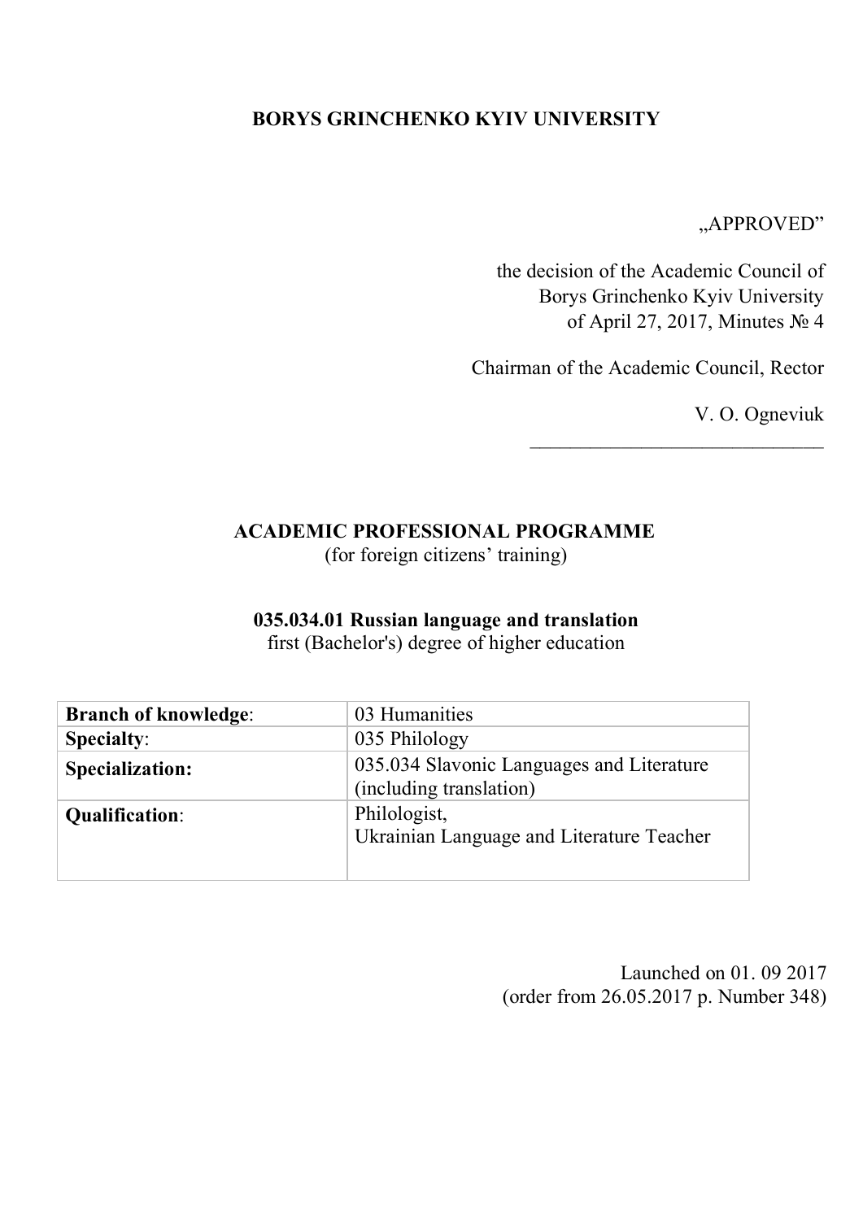**BORYS GRINCHENKO KYIV UNIVERSITY**

„APPROVED”

the decision of the Academic Council of
Borys Grinchenko Kyiv University
of April 27, 2017, Minutes № 4

Chairman of the Academic Council, Rector

V. O. Ogneviuk

______________________________

# ACADEMIC PROFESSIONAL PROGRAMME

(for foreign citizens’ training)

## 035.034.01 Russian language and translation

first (Bachelor's) degree of higher education

| | |
|---|---|
| **Branch of knowledge**: | 03 Humanities |
| **Specialty**: | 035 Philology |
| **Specialization:** | 035.034 Slavonic Languages and Literature (including translation) |
| **Qualification**: | Philologist,<br>Ukrainian Language and Literature Teacher |

Launched on 01. 09 2017
(order from 26.05.2017 p. Number 348)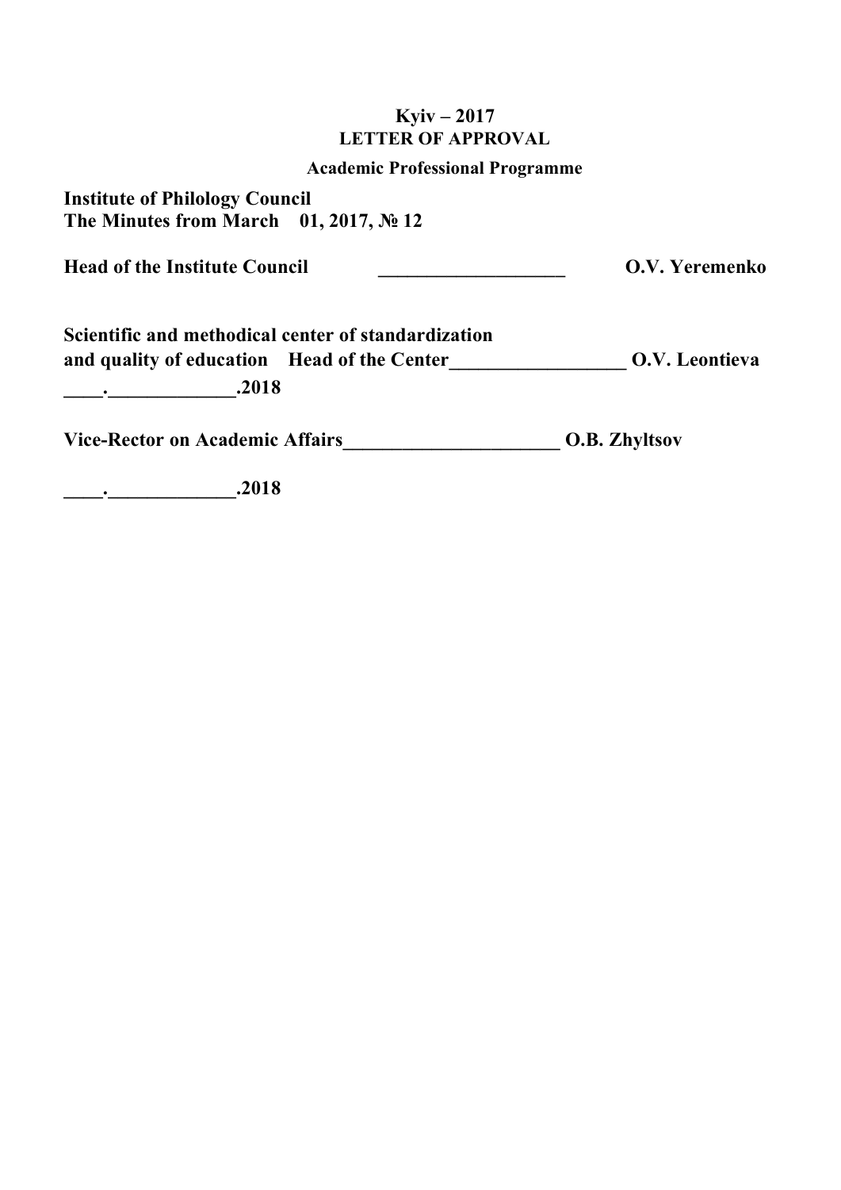**Kyiv – 2017**

**LETTER OF APPROVAL**

**Academic Professional Programme**

**Institute of Philology Council**
**The Minutes from March 01, 2017, № 12**

**Head of the Institute Council ___________________ O.V. Yeremenko**

**Scientific and methodical center of standardization**
**and quality of education Head of the Center_________________ O.V. Leontieva**
**____.____________.2018**

**Vice-Rector on Academic Affairs_____________________ O.B. Zhyltsov**

**____.____________.2018**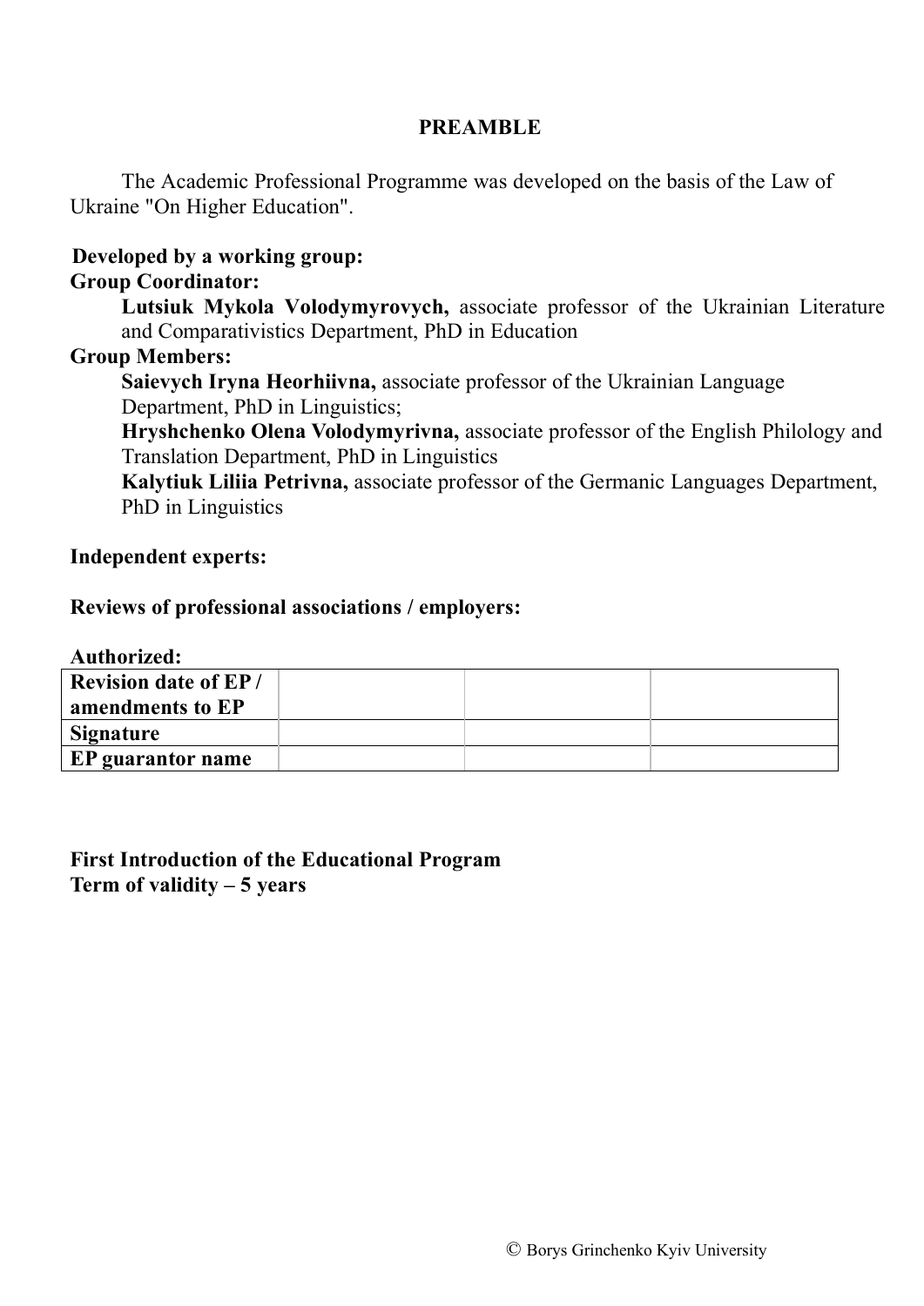# PREAMBLE

The Academic Professional Programme was developed on the basis of the Law of Ukraine "On Higher Education".

**Developed by a working group:**

**Group Coordinator:**

**Lutsiuk Mykola Volodymyrovych,** associate professor of the Ukrainian Literature and Comparativistics Department, PhD in Education

**Group Members:**

**Saievych Iryna Heorhiivna,** associate professor of the Ukrainian Language Department, PhD in Linguistics;

**Hryshchenko Olena Volodymyrivna,** associate professor of the English Philology and Translation Department, PhD in Linguistics

**Kalytiuk Liliia Petrivna,** associate professor of the Germanic Languages Department, PhD in Linguistics

**Independent experts:**

**Reviews of professional associations / employers:**

**Authorized:**

| **Revision date of EP / amendments to EP** | | | |
|---|---|---|---|
| **Signature** | | | |
| **EP guarantor name** | | | |

**First Introduction of the Educational Program**
**Term of validity – 5 years**

© Borys Grinchenko Kyiv University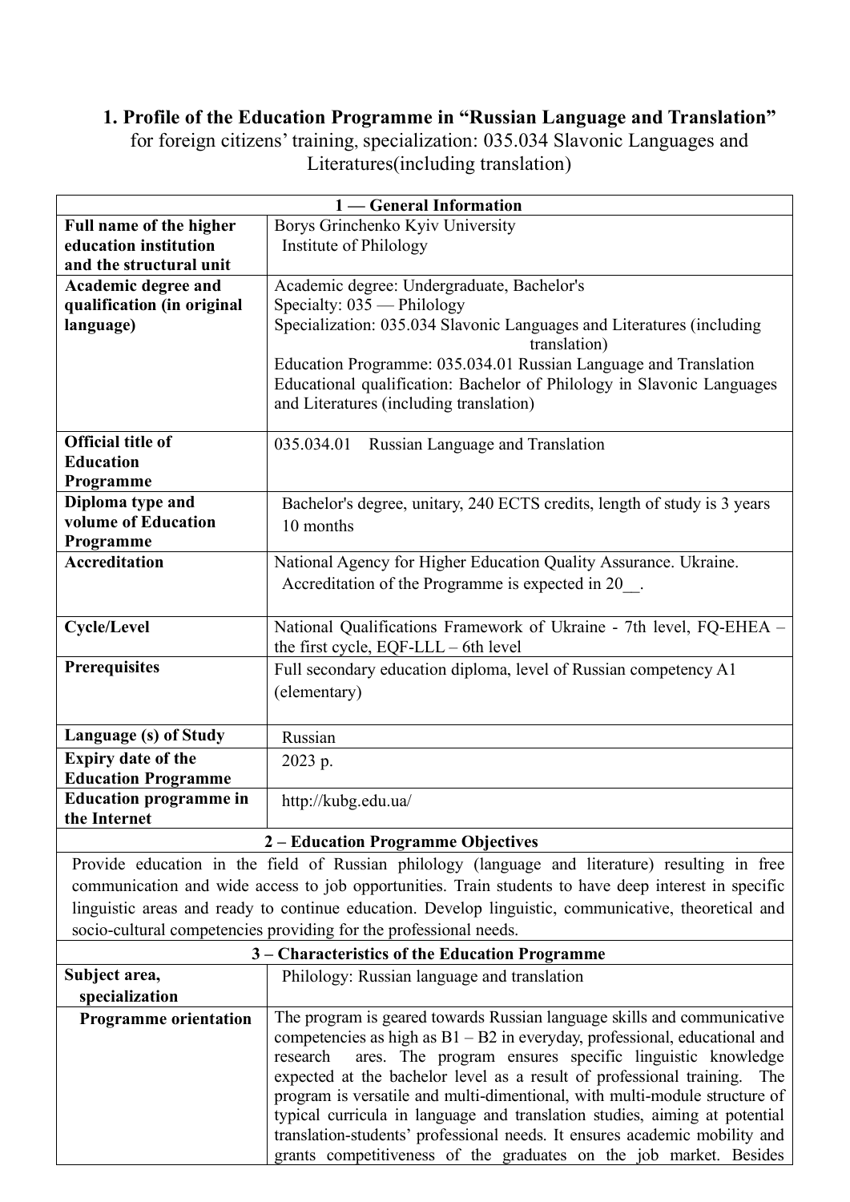# 1. Profile of the Education Programme in "Russian Language and Translation"

for foreign citizens' training, specialization: 035.034 Slavonic Languages and Literatures(including translation)

| 1 — General Information | |
|---|---|
| **Full name of the higher education institution and the structural unit** | Borys Grinchenko Kyiv University Institute of Philology |
| **Academic degree and qualification (in original language)** | Academic degree: Undergraduate, Bachelor's<br>Specialty: 035 — Philology<br>Specialization: 035.034 Slavonic Languages and Literatures (including translation)<br>Education Programme: 035.034.01 Russian Language and Translation<br>Educational qualification: Bachelor of Philology in Slavonic Languages and Literatures (including translation) |
| **Official title of Education Programme** | 035.034.01 Russian Language and Translation |
| **Diploma type and volume of Education Programme** | Bachelor's degree, unitary, 240 ECTS credits, length of study is 3 years 10 months |
| **Accreditation** | National Agency for Higher Education Quality Assurance. Ukraine. Accreditation of the Programme is expected in 20__. |
| **Cycle/Level** | National Qualifications Framework of Ukraine - 7th level, FQ-EHEA – the first cycle, EQF-LLL – 6th level |
| **Prerequisites** | Full secondary education diploma, level of Russian competency A1 (elementary) |
| **Language (s) of Study** | Russian |
| **Expiry date of the Education Programme** | 2023 p. |
| **Education programme in the Internet** | http://kubg.edu.ua/ |
| **2 – Education Programme Objectives** | |
| Provide education in the field of Russian philology (language and literature) resulting in free communication and wide access to job opportunities. Train students to have deep interest in specific linguistic areas and ready to continue education. Develop linguistic, communicative, theoretical and socio-cultural competencies providing for the professional needs. | |
| **3 – Characteristics of the Education Programme** | |
| **Subject area, specialization** | Philology: Russian language and translation |
| **Programme orientation** | The program is geared towards Russian language skills and communicative competencies as high as B1 – B2 in everyday, professional, educational and research ares. The program ensures specific linguistic knowledge expected at the bachelor level as a result of professional training. The program is versatile and multi-dimentional, with multi-module structure of typical curricula in language and translation studies, aiming at potential translation-students' professional needs. It ensures academic mobility and grants competitiveness of the graduates on the job market. Besides |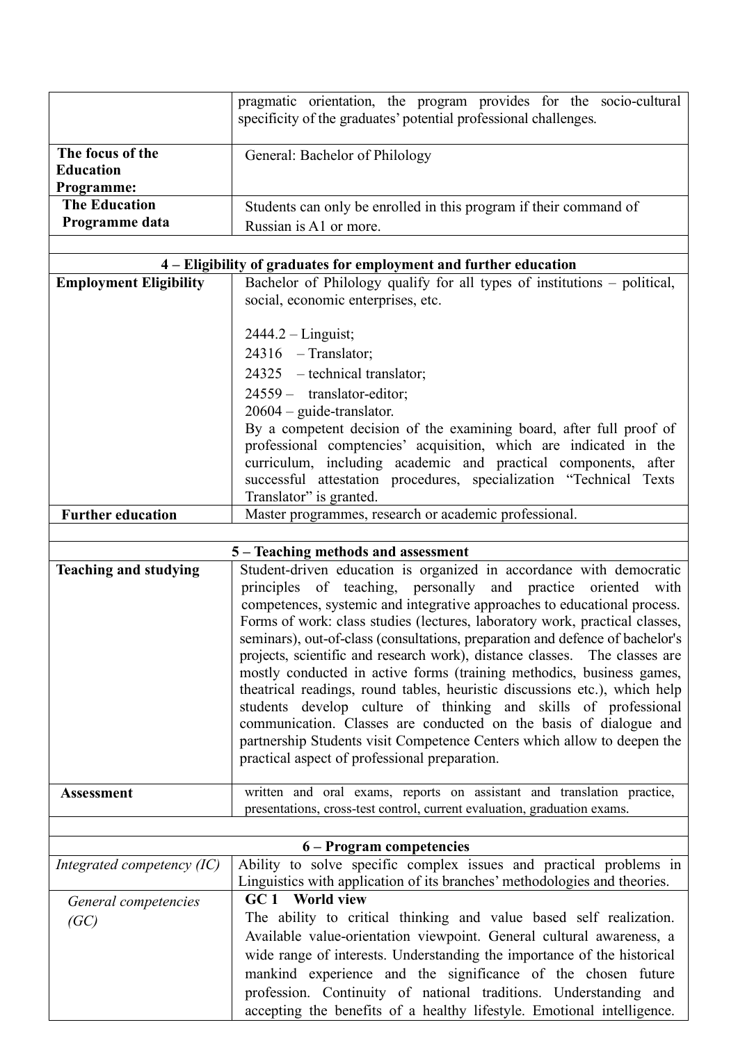| | |
|---|---|
| | pragmatic orientation, the program provides for the socio-cultural specificity of the graduates' potential professional challenges. |
| **The focus of the Education Programme:** | General: Bachelor of Philology |
| **The Education Programme data** | Students can only be enrolled in this program if their command of Russian is A1 or more. |
| | |
| **4 – Eligibility of graduates for employment and further education** | |
| **Employment Eligibility** | Bachelor of Philology qualify for all types of institutions – political, social, economic enterprises, etc.<br><br>2444.2 – Linguist;<br>24316 – Translator;<br>24325 – technical translator;<br>24559 – translator-editor;<br>20604 – guide-translator.<br>By a competent decision of the examining board, after full proof of professional comptencies' acquisition, which are indicated in the curriculum, including academic and practical components, after successful attestation procedures, specialization "Technical Texts Translator" is granted. |
| **Further education** | Master programmes, research or academic professional. |
| | |
| **5 – Teaching methods and assessment** | |
| **Teaching and studying** | Student-driven education is organized in accordance with democratic principles of teaching, personally and practice oriented with competences, systemic and integrative approaches to educational process. Forms of work: class studies (lectures, laboratory work, practical classes, seminars), out-of-class (consultations, preparation and defence of bachelor's projects, scientific and research work), distance classes. The classes are mostly conducted in active forms (training methodics, business games, theatrical readings, round tables, heuristic discussions etc.), which help students develop culture of thinking and skills of professional communication. Classes are conducted on the basis of dialogue and partnership Students visit Competence Centers which allow to deepen the practical aspect of professional preparation. |
| **Assessment** | written and oral exams, reports on assistant and translation practice, presentations, cross-test control, current evaluation, graduation exams. |
| | |
| **6 – Program competencies** | |
| *Integrated competency (IC)* | Ability to solve specific complex issues and practical problems in Linguistics with application of its branches' methodologies and theories. |
| *General competencies (GC)* | **GC 1 World view**<br>The ability to critical thinking and value based self realization. Available value-orientation viewpoint. General cultural awareness, a wide range of interests. Understanding the importance of the historical mankind experience and the significance of the chosen future profession. Continuity of national traditions. Understanding and accepting the benefits of a healthy lifestyle. Emotional intelligence. |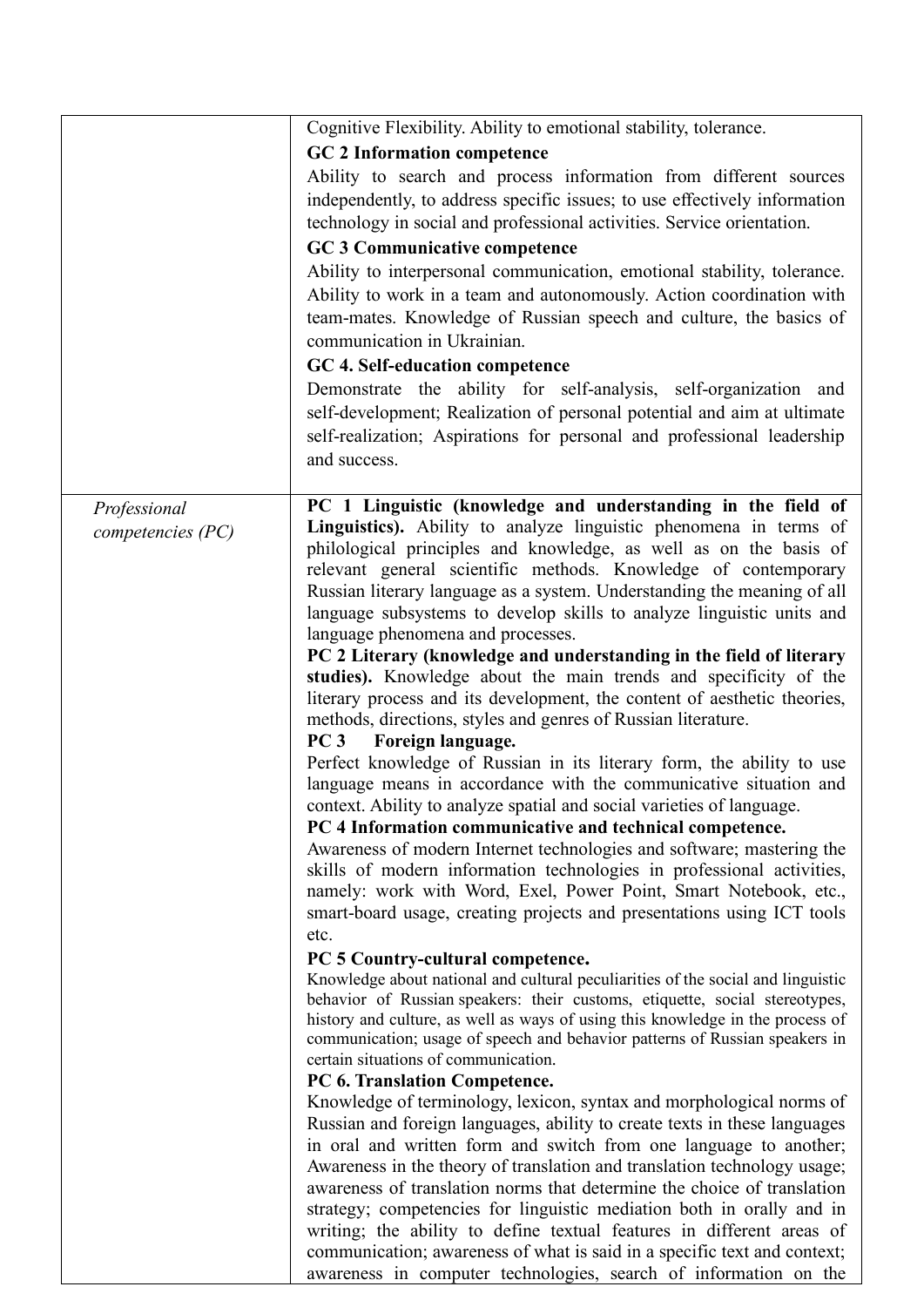| | |
|---|---|
| | Cognitive Flexibility. Ability to emotional stability, tolerance.<br>**GC 2 Information competence**<br>Ability to search and process information from different sources independently, to address specific issues; to use effectively information technology in social and professional activities. Service orientation.<br>**GC 3 Communicative competence**<br>Ability to interpersonal communication, emotional stability, tolerance. Ability to work in a team and autonomously. Action coordination with team-mates. Knowledge of Russian speech and culture, the basics of communication in Ukrainian.<br>**GC 4. Self-education competence**<br>Demonstrate the ability for self-analysis, self-organization and self-development; Realization of personal potential and aim at ultimate self-realization; Aspirations for personal and professional leadership and success. |
| *Professional competencies (PC)* | **PC 1 Linguistic (knowledge and understanding in the field of Linguistics).** Ability to analyze linguistic phenomena in terms of philological principles and knowledge, as well as on the basis of relevant general scientific methods. Knowledge of contemporary Russian literary language as a system. Understanding the meaning of all language subsystems to develop skills to analyze linguistic units and language phenomena and processes.<br>**PC 2 Literary (knowledge and understanding in the field of literary studies).** Knowledge about the main trends and specificity of the literary process and its development, the content of aesthetic theories, methods, directions, styles and genres of Russian literature.<br>**PC 3 Foreign language.**<br>Perfect knowledge of Russian in its literary form, the ability to use language means in accordance with the communicative situation and context. Ability to analyze spatial and social varieties of language.<br>**PC 4 Information communicative and technical competence.**<br>Awareness of modern Internet technologies and software; mastering the skills of modern information technologies in professional activities, namely: work with Word, Exel, Power Point, Smart Notebook, etc., smart-board usage, creating projects and presentations using ICT tools etc.<br>**PC 5 Country-cultural competence.**<br>Knowledge about national and cultural peculiarities of the social and linguistic behavior of Russian speakers: their customs, etiquette, social stereotypes, history and culture, as well as ways of using this knowledge in the process of communication; usage of speech and behavior patterns of Russian speakers in certain situations of communication.<br>**PC 6. Translation Competence.**<br>Knowledge of terminology, lexicon, syntax and morphological norms of Russian and foreign languages, ability to create texts in these languages in oral and written form and switch from one language to another; Awareness in the theory of translation and translation technology usage; awareness of translation norms that determine the choice of translation strategy; competencies for linguistic mediation both in orally and in writing; the ability to define textual features in different areas of communication; awareness of what is said in a specific text and context; awareness in computer technologies, search of information on the |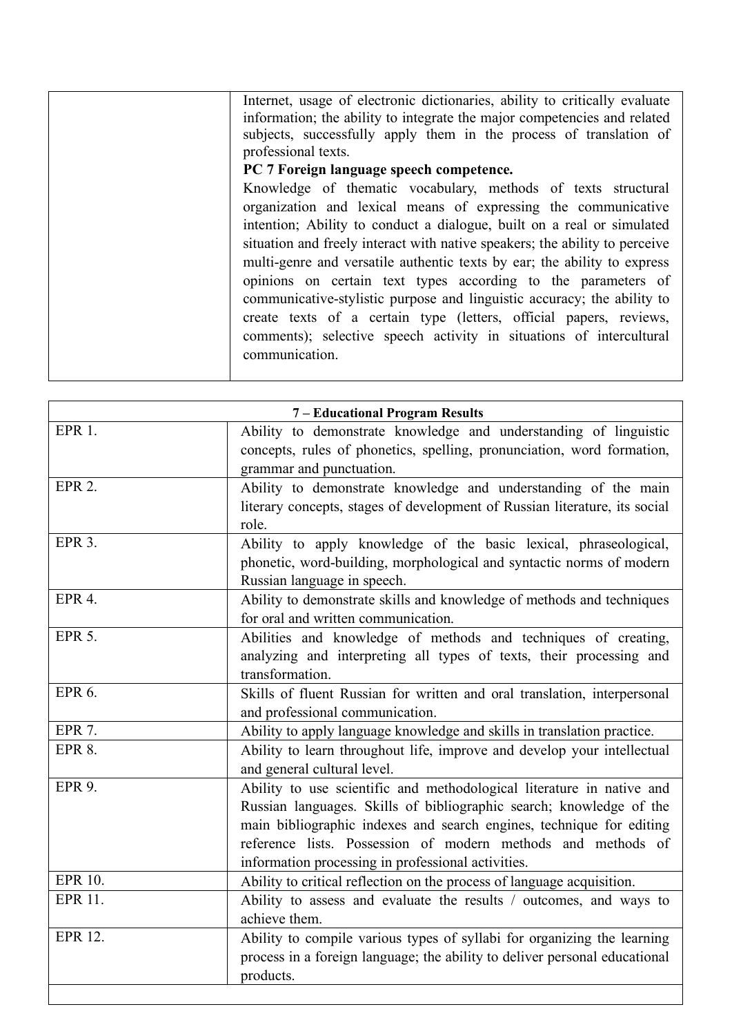| | |
|---|---|
| | Internet, usage of electronic dictionaries, ability to critically evaluate information; the ability to integrate the major competencies and related subjects, successfully apply them in the process of translation of professional texts.<br>**PC 7 Foreign language speech competence.**<br>Knowledge of thematic vocabulary, methods of texts structural organization and lexical means of expressing the communicative intention; Ability to conduct a dialogue, built on a real or simulated situation and freely interact with native speakers; the ability to perceive multi-genre and versatile authentic texts by ear; the ability to express opinions on certain text types according to the parameters of communicative-stylistic purpose and linguistic accuracy; the ability to create texts of a certain type (letters, official papers, reviews, comments); selective speech activity in situations of intercultural communication. |

| **7 – Educational Program Results** | |
|---|---|
| EPR 1. | Ability to demonstrate knowledge and understanding of linguistic concepts, rules of phonetics, spelling, pronunciation, word formation, grammar and punctuation. |
| EPR 2. | Ability to demonstrate knowledge and understanding of the main literary concepts, stages of development of Russian literature, its social role. |
| EPR 3. | Ability to apply knowledge of the basic lexical, phraseological, phonetic, word-building, morphological and syntactic norms of modern Russian language in speech. |
| EPR 4. | Ability to demonstrate skills and knowledge of methods and techniques for oral and written communication. |
| EPR 5. | Abilities and knowledge of methods and techniques of creating, analyzing and interpreting all types of texts, their processing and transformation. |
| EPR 6. | Skills of fluent Russian for written and oral translation, interpersonal and professional communication. |
| EPR 7. | Ability to apply language knowledge and skills in translation practice. |
| EPR 8. | Ability to learn throughout life, improve and develop your intellectual and general cultural level. |
| EPR 9. | Ability to use scientific and methodological literature in native and Russian languages. Skills of bibliographic search; knowledge of the main bibliographic indexes and search engines, technique for editing reference lists. Possession of modern methods and methods of information processing in professional activities. |
| EPR 10. | Ability to critical reflection on the process of language acquisition. |
| EPR 11. | Ability to assess and evaluate the results / outcomes, and ways to achieve them. |
| EPR 12. | Ability to compile various types of syllabi for organizing the learning process in a foreign language; the ability to deliver personal educational products. |
| | |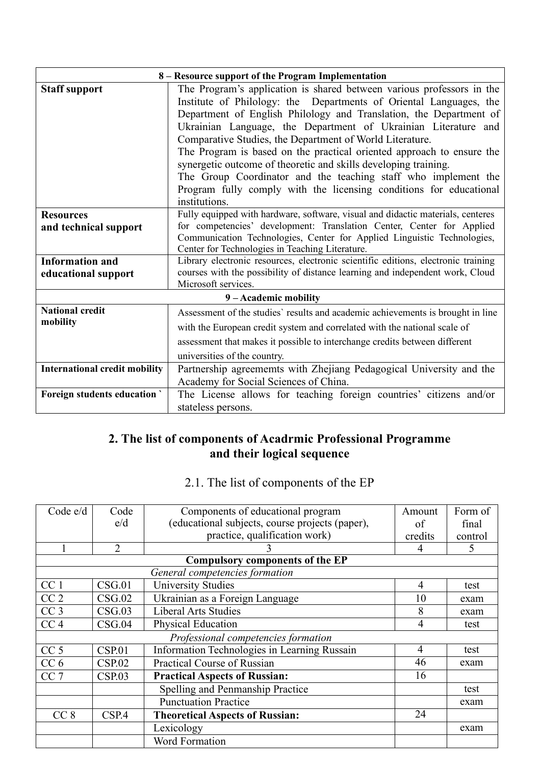| 8 – Resource support of the Program Implementation | |
|---|---|
| **Staff support** | The Program's application is shared between various professors in the Institute of Philology: the Departments of Oriental Languages, the Department of English Philology and Translation, the Department of Ukrainian Language, the Department of Ukrainian Literature and Comparative Studies, the Department of World Literature. The Program is based on the practical oriented approach to ensure the synergetic outcome of theoretic and skills developing training. The Group Coordinator and the teaching staff who implement the Program fully comply with the licensing conditions for educational institutions. |
| **Resources and technical support** | Fully equipped with hardware, software, visual and didactic materials, centeres for competencies' development: Translation Center, Center for Applied Communication Technologies, Center for Applied Linguistic Technologies, Center for Technologies in Teaching Literature. |
| **Information and educational support** | Library electronic resources, electronic scientific editions, electronic training courses with the possibility of distance learning and independent work, Cloud Microsoft services. |
| **9 – Academic mobility** | |
| **National credit mobility** | Assessment of the studies` results and academic achievements is brought in line with the European credit system and correlated with the national scale of assessment that makes it possible to interchange credits between different universities of the country. |
| **International credit mobility** | Partnership agreememts with Zhejiang Pedagogical University and the Academy for Social Sciences of China. |
| **Foreign students education `** | The License allows for teaching foreign countries' citizens and/or stateless persons. |

## 2. The list of components of Acadrmic Professional Programme and their logical sequence

### 2.1. The list of components of the EP

| Code e/d | Code e/d | Components of educational program (educational subjects, course projects (paper), practice, qualification work) | Amount of credits | Form of final control |
|---|---|---|---|---|
| 1 | 2 | 3 | 4 | 5 |
| | | **Compulsory components of the EP** | | |
| | | *General competencies formation* | | |
| CC 1 | CSG.01 | University Studies | 4 | test |
| CC 2 | CSG.02 | Ukrainian as a Foreign Language | 10 | exam |
| CC 3 | CSG.03 | Liberal Arts Studies | 8 | exam |
| CC 4 | CSG.04 | Physical Education | 4 | test |
| | | *Professional competencies formation* | | |
| CC 5 | CSP.01 | Information Technologies in Learning Russain | 4 | test |
| CC 6 | CSP.02 | Practical Course of Russian | 46 | exam |
| CC 7 | CSP.03 | **Practical Aspects of Russian:** | 16 | |
| | | Spelling and Penmanship Practice | | test |
| | | Punctuation Practice | | exam |
| CC 8 | CSP.4 | **Theoretical Aspects of Russian:** | 24 | |
| | | Lexicology | | exam |
| | | Word Formation | | |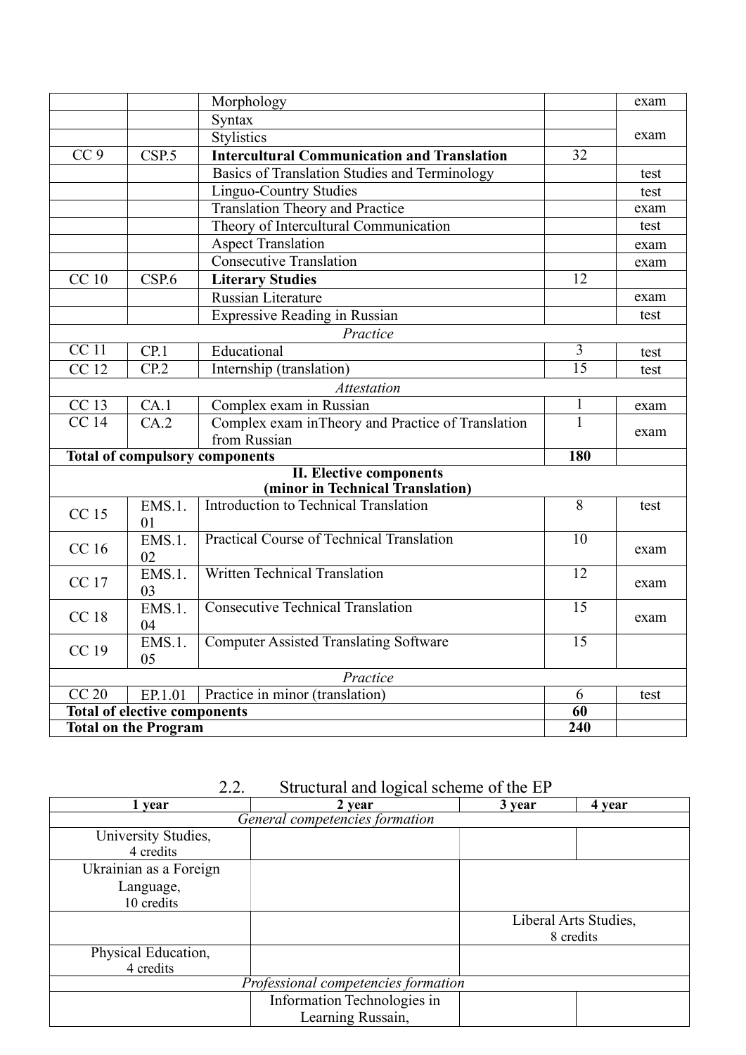| | | | | |
|---|---|---|---|---|
| | | Morphology | | exam |
| | | Syntax | | exam |
| | | Stylistics | | |
| CC 9 | CSP.5 | **Intercultural Communication and Translation** | 32 | |
| | | Basics of Translation Studies and Terminology | | test |
| | | Linguo-Country Studies | | test |
| | | Translation Theory and Practice | | exam |
| | | Theory of Intercultural Communication | | test |
| | | Aspect Translation | | exam |
| | | Consecutive Translation | | exam |
| CC 10 | CSP.6 | **Literary Studies** | 12 | |
| | | Russian Literature | | exam |
| | | Expressive Reading in Russian | | test |
| | | *Practice* | | |
| CC 11 | CP.1 | Educational | 3 | test |
| CC 12 | CP.2 | Internship (translation) | 15 | test |
| | | *Attestation* | | |
| CC 13 | CA.1 | Complex exam in Russian | 1 | exam |
| CC 14 | CA.2 | Complex exam inTheory and Practice of Translation from Russian | 1 | exam |
| **Total of compulsory components** | | | **180** | |
| | | **II. Elective components (minor in Technical Translation)** | | |
| CC 15 | EMS.1.01 | Introduction to Technical Translation | 8 | test |
| CC 16 | EMS.1.02 | Practical Course of Technical Translation | 10 | exam |
| CC 17 | EMS.1.03 | Written Technical Translation | 12 | exam |
| CC 18 | EMS.1.04 | Consecutive Technical Translation | 15 | exam |
| CC 19 | EMS.1.05 | Computer Assisted Translating Software | 15 | |
| | | *Practice* | | |
| CC 20 | EP.1.01 | Practice in minor (translation) | 6 | test |
| **Total of elective components** | | | **60** | |
| **Total on the Program** | | | **240** | |

## 2.2. Structural and logical scheme of the EP

| 1 year | 2 year | 3 year | 4 year |
|---|---|---|---|
| | *General competencies formation* | | |
| University Studies, 4 credits | | | |
| Ukrainian as a Foreign Language, 10 credits | | | |
| | | Liberal Arts Studies, 8 credits | |
| Physical Education, 4 credits | | | |
| | *Professional competencies formation* | | |
| | Information Technologies in Learning Russain, | | |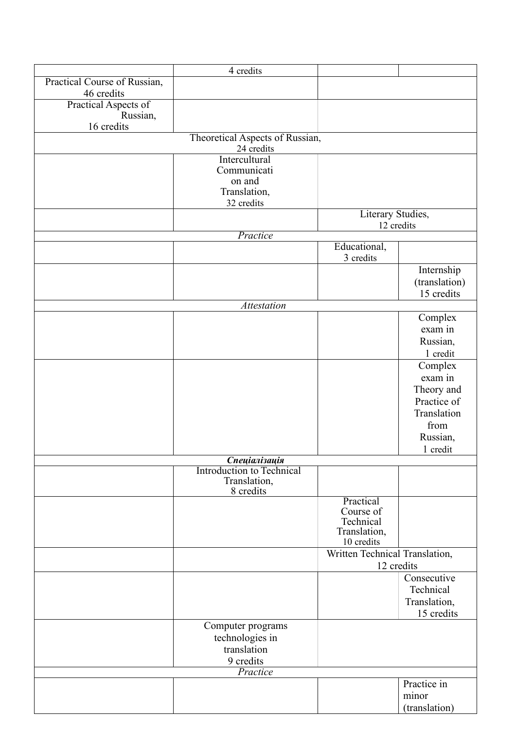| | | | |
|---|---|---|---|
| | 4 credits | | |
| Practical Course of Russian, 46 credits | | | |
| Practical Aspects of Russian, 16 credits | | | |
| Theoretical Aspects of Russian, 24 credits | | | |
| | Intercultural Communication and Translation, 32 credits | | |
| | | Literary Studies, 12 credits | |
| *Practice* | | | |
| | | Educational, 3 credits | |
| | | | Internship (translation) 15 credits |
| *Attestation* | | | |
| | | | Complex exam in Russian, 1 credit |
| | | | Complex exam in Theory and Practice of Translation from Russian, 1 credit |
| ***Спеціалізація*** | | | |
| | Introduction to Technical Translation, 8 credits | | |
| | | Practical Course of Technical Translation, 10 credits | |
| | | Written Technical Translation, 12 credits | |
| | | | Consecutive Technical Translation, 15 credits |
| | Computer programs technologies in translation 9 credits | | |
| *Practice* | | | |
| | | | Practice in minor (translation) |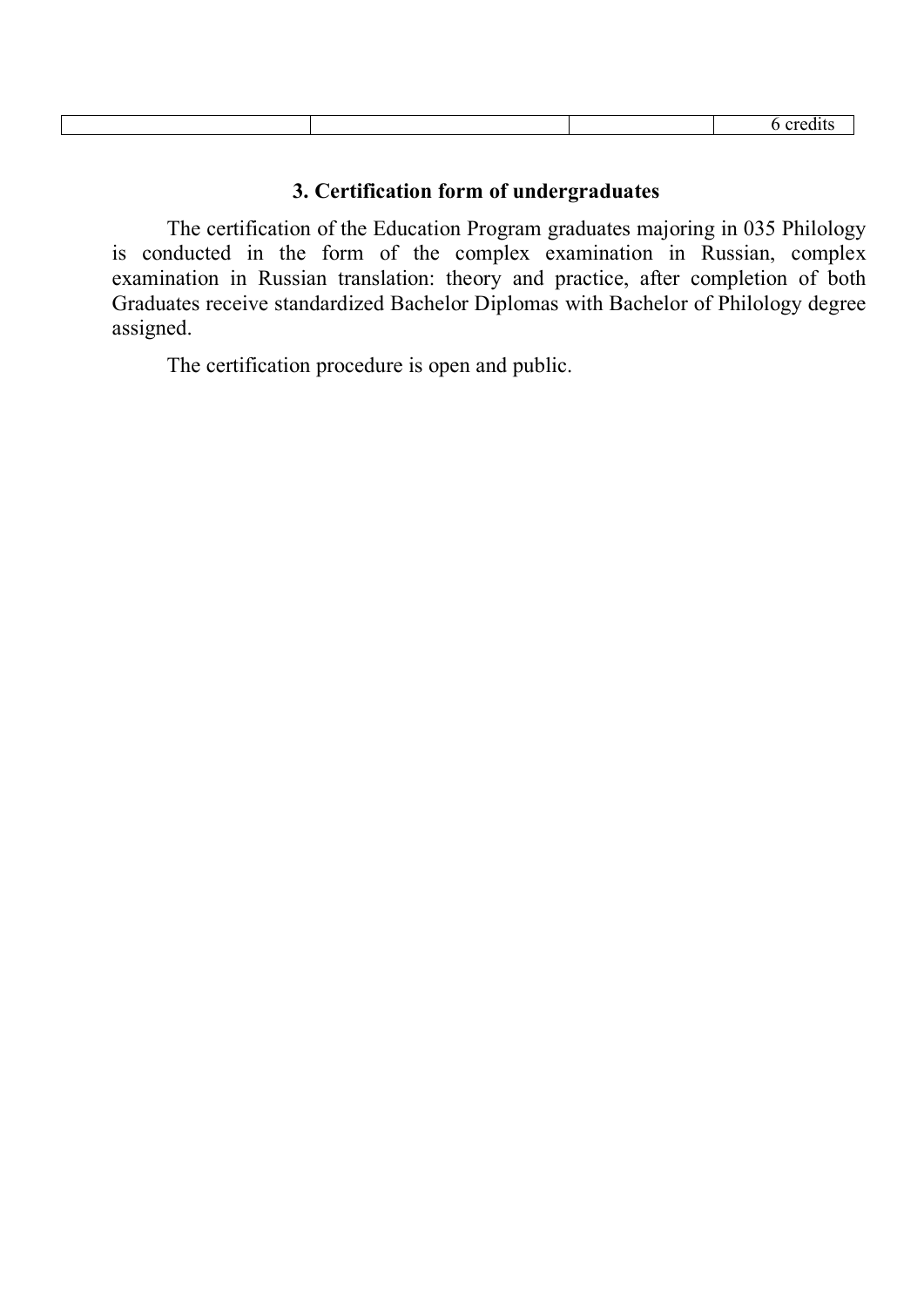| | | | 6 credits |
|---|---|---|---|

### 3. Certification form of undergraduates

The certification of the Education Program graduates majoring in 035 Philology is conducted in the form of the complex examination in Russian, complex examination in Russian translation: theory and practice, after completion of both Graduates receive standardized Bachelor Diplomas with Bachelor of Philology degree assigned.

The certification procedure is open and public.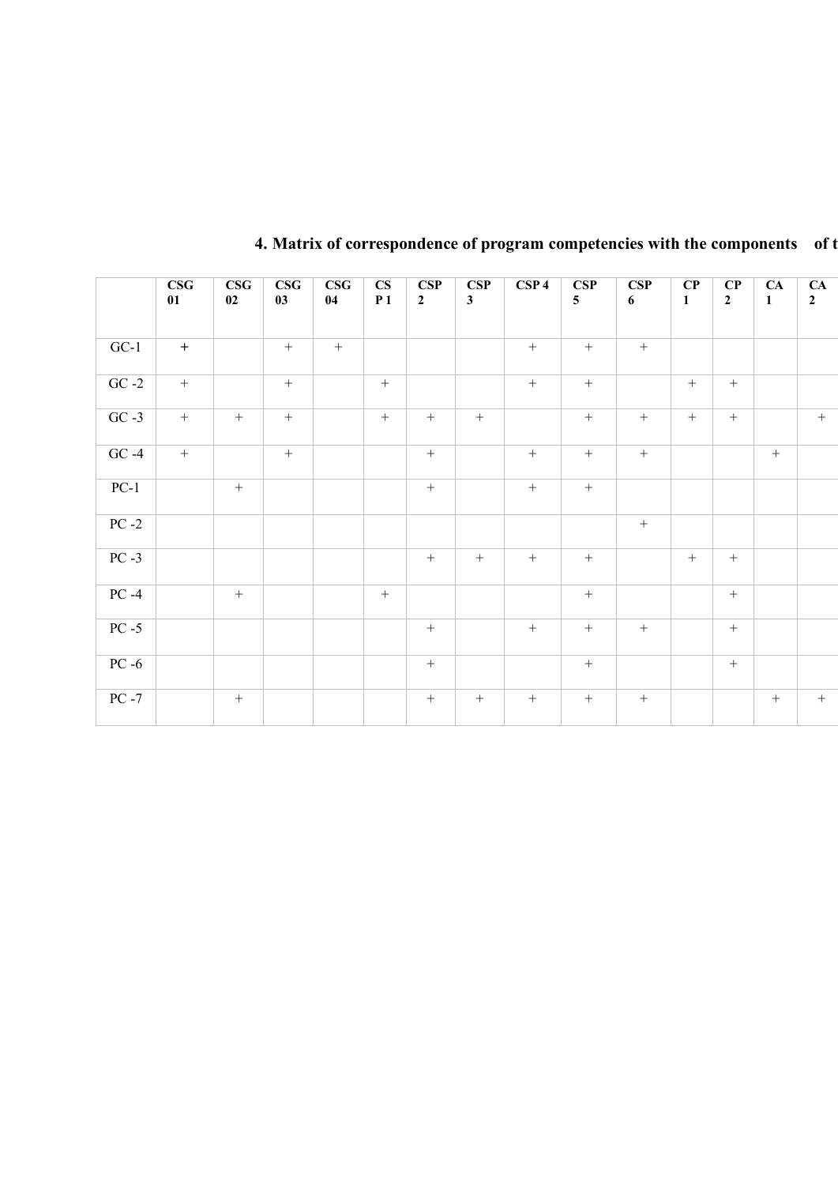**4. Matrix of correspondence of program competencies with the components of t**

| | CSG 01 | CSG 02 | CSG 03 | CSG 04 | CS P 1 | CSP 2 | CSP 3 | CSP 4 | CSP 5 | CSP 6 | CP 1 | CP 2 | CA 1 | CA 2 |
|---|---|---|---|---|---|---|---|---|---|---|---|---|---|---|
| GC-1 | + | | + | + | | | | + | + | + | | | | |
| GC -2 | + | | + | | + | | | + | + | | + | + | | |
| GC -3 | + | + | + | | + | + | + | | + | + | + | + | | + |
| GC -4 | + | | + | | | + | | + | + | + | | | + | |
| PC-1 | | + | | | | + | | + | + | | | | | |
| PC -2 | | | | | | | | | | + | | | | |
| PC -3 | | | | | | + | + | + | + | | + | + | | |
| PC -4 | | + | | | + | | | | + | | | + | | |
| PC -5 | | | | | | + | | + | + | + | | + | | |
| PC -6 | | | | | | + | | | + | | | + | | |
| PC -7 | | + | | | | + | + | + | + | + | | | + | + |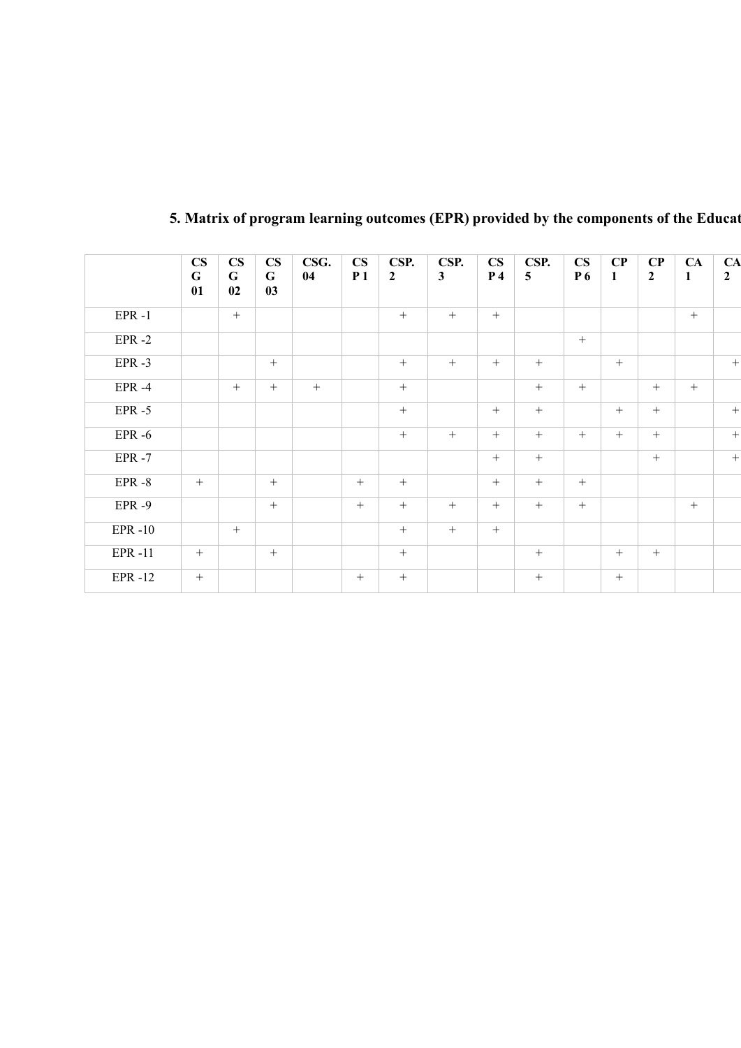**5. Matrix of program learning outcomes (EPR) provided by the components of the Educat**

| | CSG 01 | CSG 02 | CSG 03 | CSG.04 | CSP 1 | CSP.2 | CSP.3 | CSP 4 | CSP.5 | CSP 6 | CP 1 | CP 2 | CA 1 | CA 2 |
|---|---|---|---|---|---|---|---|---|---|---|---|---|---|---|
| EPR -1 | | + | | | | + | + | + | | | | | + | |
| EPR -2 | | | | | | | | | | + | | | | |
| EPR -3 | | | + | | | + | + | + | + | | + | | | + |
| EPR -4 | | + | + | + | | + | | | + | + | | + | + | |
| EPR -5 | | | | | | + | | + | + | | + | + | | + |
| EPR -6 | | | | | | + | + | + | + | + | + | + | | + |
| EPR -7 | | | | | | | | + | + | | | + | | + |
| EPR -8 | + | | + | | + | + | | + | + | + | | | | |
| EPR -9 | | | + | | + | + | + | + | + | + | | | + | |
| EPR -10 | | + | | | | + | + | + | | | | | | |
| EPR -11 | + | | + | | | + | | | + | | + | + | | |
| EPR -12 | + | | | | + | + | | | + | | + | | | |